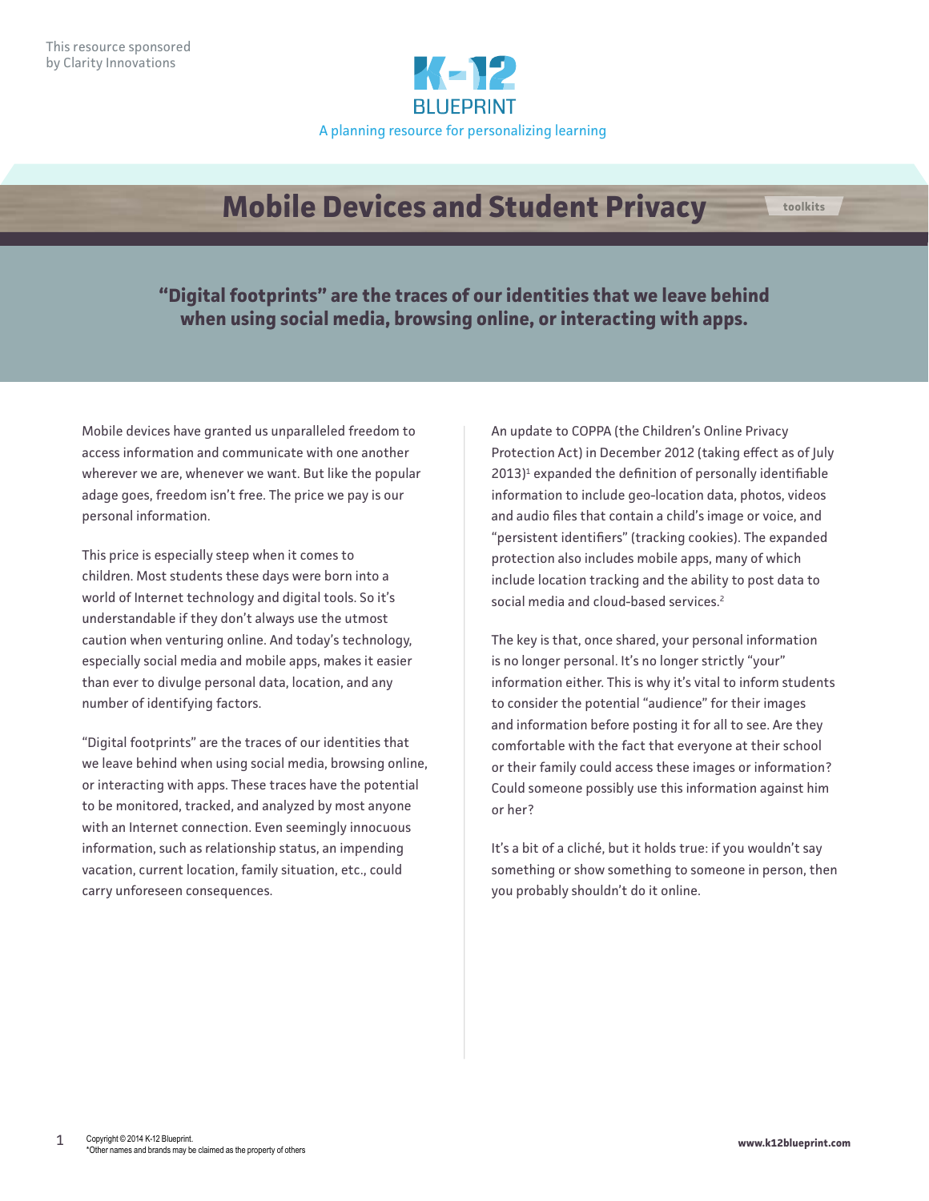This resource sponsored by Clarity Innovations

K-12 BLUEPRINT

A planning resource for personalizing learning

# Mobile Devices and Student Privacy

toolkits

**"Digital footprints" are the traces of our identities that we leave behind when using social media, browsing online, or interacting with apps.**

Mobile devices have granted us unparalleled freedom to access information and communicate with one another wherever we are, whenever we want. But like the popular adage goes, freedom isn't free. The price we pay is our personal information.

This price is especially steep when it comes to children. Most students these days were born into a world of Internet technology and digital tools. So it's understandable if they don't always use the utmost caution when venturing online. And today's technology, especially social media and mobile apps, makes it easier than ever to divulge personal data, location, and any number of identifying factors.

"Digital footprints" are the traces of our identities that we leave behind when using social media, browsing online, or interacting with apps. These traces have the potential to be monitored, tracked, and analyzed by most anyone with an Internet connection. Even seemingly innocuous information, such as relationship status, an impending vacation, current location, family situation, etc., could carry unforeseen consequences.

An update to COPPA (the Children's Online Privacy Protection Act) in December 2012 (taking effect as of July 2013)[1] expanded the definition of personally identifiable information to include geo-location data, photos, videos and audio files that contain a child's image or voice, and "persistent identifiers" (tracking cookies). The expanded protection also includes mobile apps, many of which include location tracking and the ability to post data to social media and cloud-based services.[2]

The key is that, once shared, your personal information is no longer personal. It's no longer strictly "your" information either. This is why it's vital to inform students to consider the potential "audience" for their images and information before posting it for all to see. Are they comfortable with the fact that everyone at their school or their family could access these images or information? Could someone possibly use this information against him or her?

It's a bit of a cliché, but it holds true: if you wouldn't say something or show something to someone in person, then you probably shouldn't do it online.

Copyright © 2014 K-12 Blueprint.
*Other names and brands may be claimed as the property of others

www.k12blueprint.com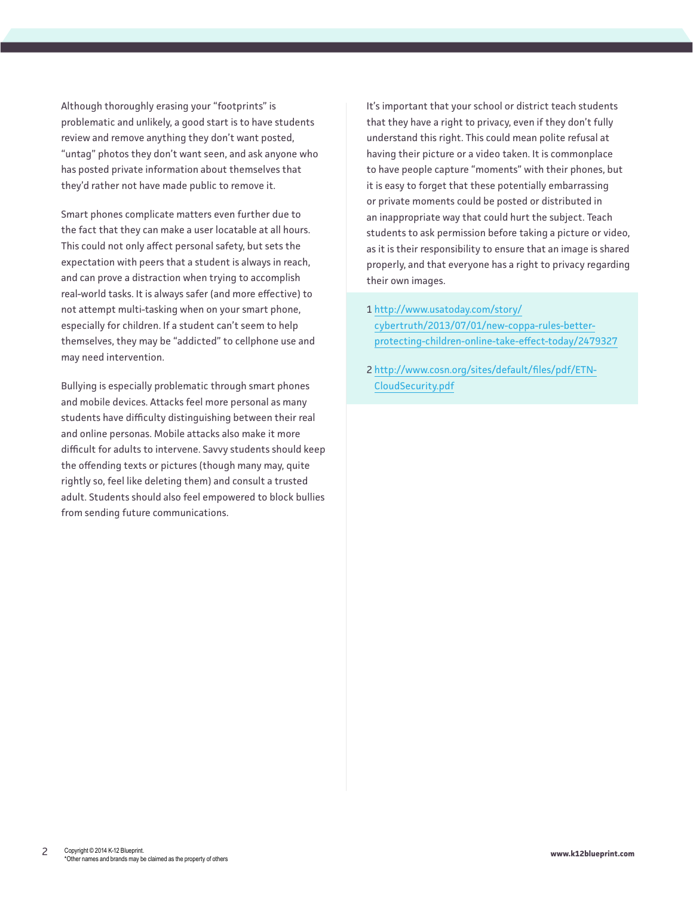Although thoroughly erasing your "footprints" is problematic and unlikely, a good start is to have students review and remove anything they don't want posted, "untag" photos they don't want seen, and ask anyone who has posted private information about themselves that they'd rather not have made public to remove it.

Smart phones complicate matters even further due to the fact that they can make a user locatable at all hours. This could not only affect personal safety, but sets the expectation with peers that a student is always in reach, and can prove a distraction when trying to accomplish real-world tasks. It is always safer (and more effective) to not attempt multi-tasking when on your smart phone, especially for children. If a student can't seem to help themselves, they may be "addicted" to cellphone use and may need intervention.

Bullying is especially problematic through smart phones and mobile devices. Attacks feel more personal as many students have difficulty distinguishing between their real and online personas. Mobile attacks also make it more difficult for adults to intervene. Savvy students should keep the offending texts or pictures (though many may, quite rightly so, feel like deleting them) and consult a trusted adult. Students should also feel empowered to block bullies from sending future communications.

It's important that your school or district teach students that they have a right to privacy, even if they don't fully understand this right. This could mean polite refusal at having their picture or a video taken. It is commonplace to have people capture "moments" with their phones, but it is easy to forget that these potentially embarrassing or private moments could be posted or distributed in an inappropriate way that could hurt the subject. Teach students to ask permission before taking a picture or video, as it is their responsibility to ensure that an image is shared properly, and that everyone has a right to privacy regarding their own images.

1 http://www.usatoday.com/story/cybertruth/2013/07/01/new-coppa-rules-better-protecting-children-online-take-effect-today/2479327

2 http://www.cosn.org/sites/default/files/pdf/ETN-CloudSecurity.pdf

Copyright © 2014 K-12 Blueprint.
*Other names and brands may be claimed as the property of others

www.k12blueprint.com